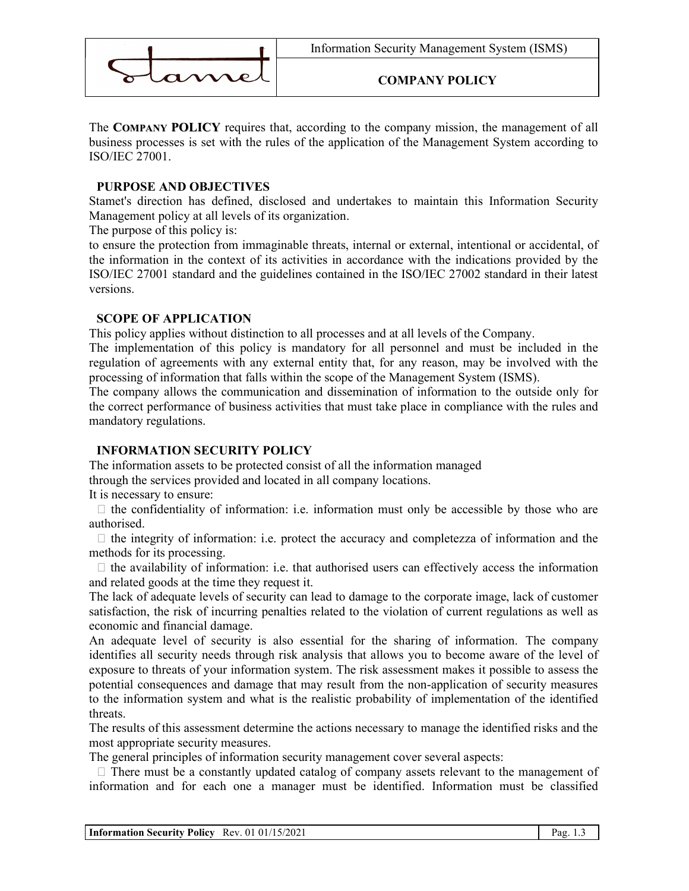The **Company POLICY** requires that, according to the company mission, the management of all business processes is set with the rules of the application of the Management System according to ISO/IEC 27001.

## PURPOSE AND OBJECTIVES

Stamet's direction has defined, disclosed and undertakes to maintain this Information Security Management policy at all levels of its organization.

The purpose of this policy is:

to ensure the protection from immaginable threats, internal or external, intentional or accidental, of the information in the context of its activities in accordance with the indications provided by the ISO/IEC 27001 standard and the guidelines contained in the ISO/IEC 27002 standard in their latest versions.

## SCOPE OF APPLICATION

This policy applies without distinction to all processes and at all levels of the Company.

The implementation of this policy is mandatory for all personnel and must be included in the regulation of agreements with any external entity that, for any reason, may be involved with the processing of information that falls within the scope of the Management System (ISMS).

The company allows the communication and dissemination of information to the outside only for the correct performance of business activities that must take place in compliance with the rules and mandatory regulations.

## INFORMATION SECURITY POLICY

The information assets to be protected consist of all the information managed through the services provided and located in all company locations.

It is necessary to ensure:

- the confidentiality of information: i.e. information must only be accessible by those who are authorised.
- the integrity of information: i.e. protect the accuracy and completezza of information and the methods for its processing.
- the availability of information: i.e. that authorised users can effectively access the information and related goods at the time they request it.

The lack of adequate levels of security can lead to damage to the corporate image, lack of customer satisfaction, the risk of incurring penalties related to the violation of current regulations as well as economic and financial damage.

An adequate level of security is also essential for the sharing of information. The company identifies all security needs through risk analysis that allows you to become aware of the level of exposure to threats of your information system. The risk assessment makes it possible to assess the potential consequences and damage that may result from the non-application of security measures to the information system and what is the realistic probability of implementation of the identified threats.

The results of this assessment determine the actions necessary to manage the identified risks and the most appropriate security measures.

The general principles of information security management cover several aspects:

- There must be a constantly updated catalog of company assets relevant to the management of information and for each one a manager must be identified. Information must be classified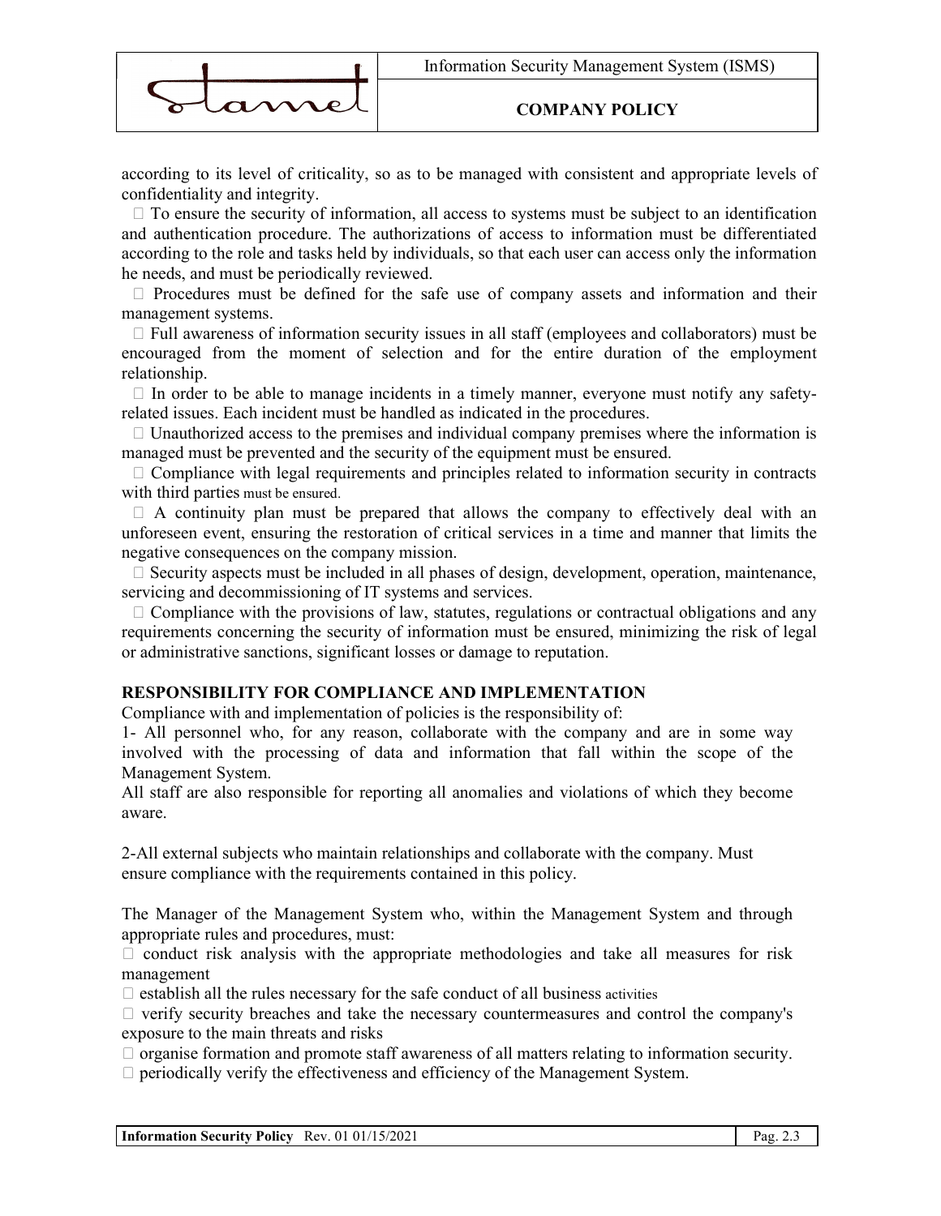according to its level of criticality, so as to be managed with consistent and appropriate levels of confidentiality and integrity.

- To ensure the security of information, all access to systems must be subject to an identification and authentication procedure. The authorizations of access to information must be differentiated according to the role and tasks held by individuals, so that each user can access only the information he needs, and must be periodically reviewed.
- Procedures must be defined for the safe use of company assets and information and their management systems.
- Full awareness of information security issues in all staff (employees and collaborators) must be encouraged from the moment of selection and for the entire duration of the employment relationship.
- In order to be able to manage incidents in a timely manner, everyone must notify any safety-related issues. Each incident must be handled as indicated in the procedures.
- Unauthorized access to the premises and individual company premises where the information is managed must be prevented and the security of the equipment must be ensured.
- Compliance with legal requirements and principles related to information security in contracts with third parties must be ensured.
- A continuity plan must be prepared that allows the company to effectively deal with an unforeseen event, ensuring the restoration of critical services in a time and manner that limits the negative consequences on the company mission.
- Security aspects must be included in all phases of design, development, operation, maintenance, servicing and decommissioning of IT systems and services.
- Compliance with the provisions of law, statutes, regulations or contractual obligations and any requirements concerning the security of information must be ensured, minimizing the risk of legal or administrative sanctions, significant losses or damage to reputation.

## RESPONSIBILITY FOR COMPLIANCE AND IMPLEMENTATION

Compliance with and implementation of policies is the responsibility of:

1- All personnel who, for any reason, collaborate with the company and are in some way involved with the processing of data and information that fall within the scope of the Management System.

All staff are also responsible for reporting all anomalies and violations of which they become aware.

2-All external subjects who maintain relationships and collaborate with the company. Must ensure compliance with the requirements contained in this policy.

The Manager of the Management System who, within the Management System and through appropriate rules and procedures, must:

- conduct risk analysis with the appropriate methodologies and take all measures for risk management
- establish all the rules necessary for the safe conduct of all business activities
- verify security breaches and take the necessary countermeasures and control the company's exposure to the main threats and risks
- organise formation and promote staff awareness of all matters relating to information security.
- periodically verify the effectiveness and efficiency of the Management System.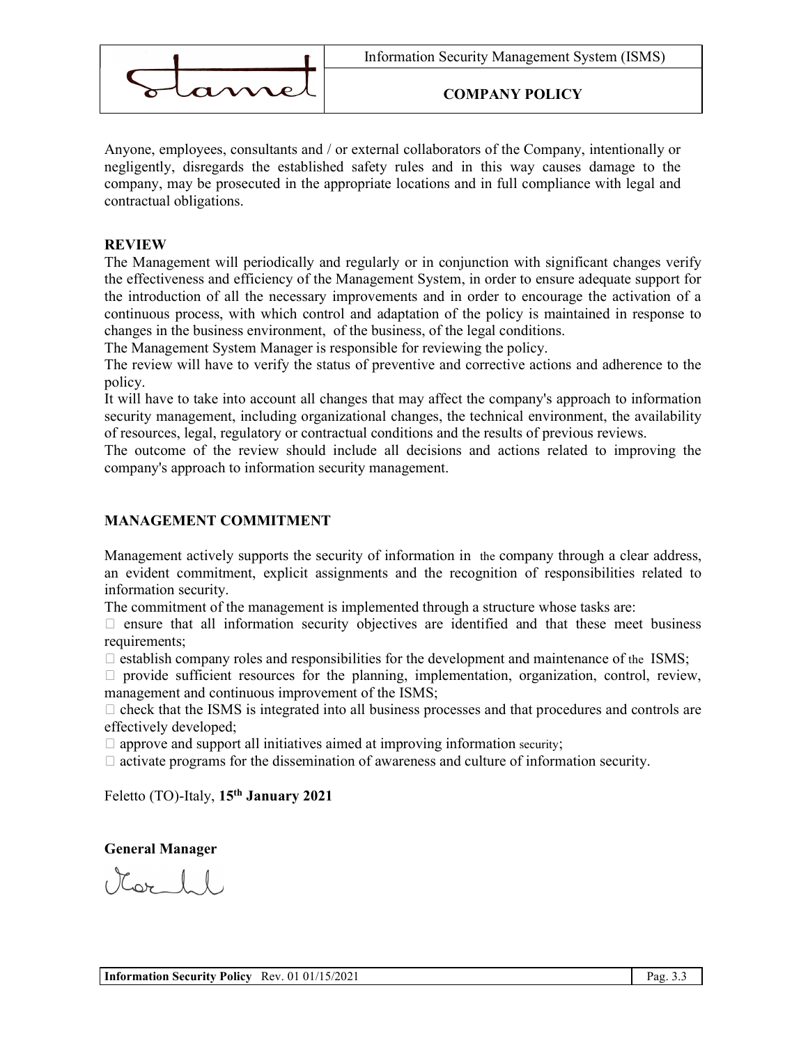Anyone, employees, consultants and / or external collaborators of the Company, intentionally or negligently, disregards the established safety rules and in this way causes damage to the company, may be prosecuted in the appropriate locations and in full compliance with legal and contractual obligations.

## REVIEW

The Management will periodically and regularly or in conjunction with significant changes verify the effectiveness and efficiency of the Management System, in order to ensure adequate support for the introduction of all the necessary improvements and in order to encourage the activation of a continuous process, with which control and adaptation of the policy is maintained in response to changes in the business environment, of the business, of the legal conditions.

The Management System Manager is responsible for reviewing the policy.

The review will have to verify the status of preventive and corrective actions and adherence to the policy.

It will have to take into account all changes that may affect the company's approach to information security management, including organizational changes, the technical environment, the availability of resources, legal, regulatory or contractual conditions and the results of previous reviews.

The outcome of the review should include all decisions and actions related to improving the company's approach to information security management.

## MANAGEMENT COMMITMENT

Management actively supports the security of information in the company through a clear address, an evident commitment, explicit assignments and the recognition of responsibilities related to information security.

The commitment of the management is implemented through a structure whose tasks are:

- ensure that all information security objectives are identified and that these meet business requirements;
- establish company roles and responsibilities for the development and maintenance of the ISMS;
- provide sufficient resources for the planning, implementation, organization, control, review, management and continuous improvement of the ISMS;
- check that the ISMS is integrated into all business processes and that procedures and controls are effectively developed;
- approve and support all initiatives aimed at improving information security;
- activate programs for the dissemination of awareness and culture of information security.

Feletto (TO)-Italy, **15th January 2021**

**General Manager**